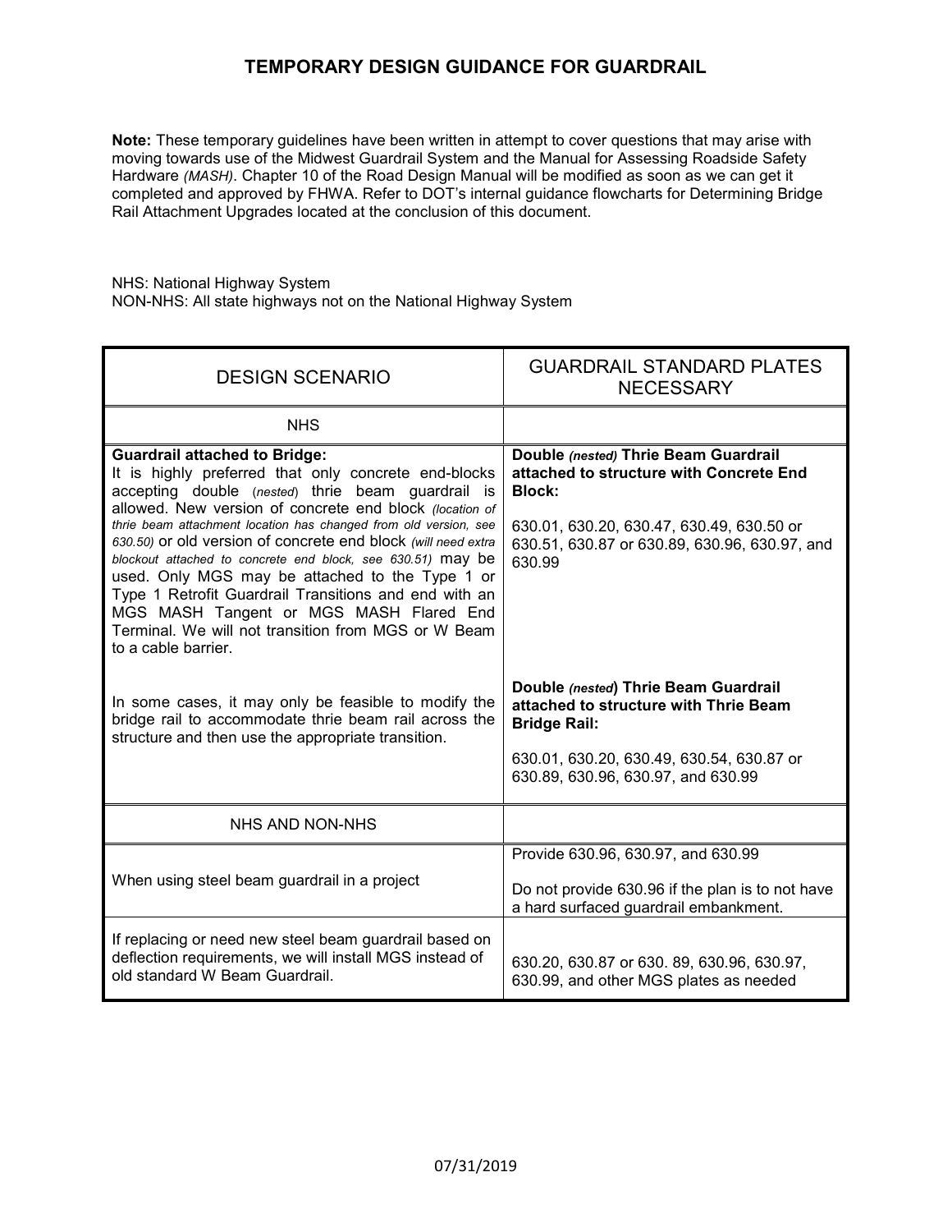# TEMPORARY DESIGN GUIDANCE FOR GUARDRAIL

**Note:** These temporary guidelines have been written in attempt to cover questions that may arise with moving towards use of the Midwest Guardrail System and the Manual for Assessing Roadside Safety Hardware *(MASH)*. Chapter 10 of the Road Design Manual will be modified as soon as we can get it completed and approved by FHWA. Refer to DOT's internal guidance flowcharts for Determining Bridge Rail Attachment Upgrades located at the conclusion of this document.

NHS: National Highway System
NON-NHS: All state highways not on the National Highway System

| DESIGN SCENARIO | GUARDRAIL STANDARD PLATES NECESSARY |
|---|---|
| NHS | |
| **Guardrail attached to Bridge:** It is highly preferred that only concrete end-blocks accepting double (*nested*) thrie beam guardrail is allowed. New version of concrete end block *(location of thrie beam attachment location has changed from old version, see 630.50)* or old version of concrete end block *(will need extra blockout attached to concrete end block, see 630.51)* may be used. Only MGS may be attached to the Type 1 or Type 1 Retrofit Guardrail Transitions and end with an MGS MASH Tangent or MGS MASH Flared End Terminal. We will not transition from MGS or W Beam to a cable barrier. | **Double *(nested)* Thrie Beam Guardrail attached to structure with Concrete End Block:**<br><br>630.01, 630.20, 630.47, 630.49, 630.50 or 630.51, 630.87 or 630.89, 630.96, 630.97, and 630.99 |
| In some cases, it may only be feasible to modify the bridge rail to accommodate thrie beam rail across the structure and then use the appropriate transition. | **Double *(nested)* Thrie Beam Guardrail attached to structure with Thrie Beam Bridge Rail:**<br><br>630.01, 630.20, 630.49, 630.54, 630.87 or 630.89, 630.96, 630.97, and 630.99 |
| NHS AND NON-NHS | |
| When using steel beam guardrail in a project | Provide 630.96, 630.97, and 630.99<br><br>Do not provide 630.96 if the plan is to not have a hard surfaced guardrail embankment. |
| If replacing or need new steel beam guardrail based on deflection requirements, we will install MGS instead of old standard W Beam Guardrail. | 630.20, 630.87 or 630. 89, 630.96, 630.97, 630.99, and other MGS plates as needed |

07/31/2019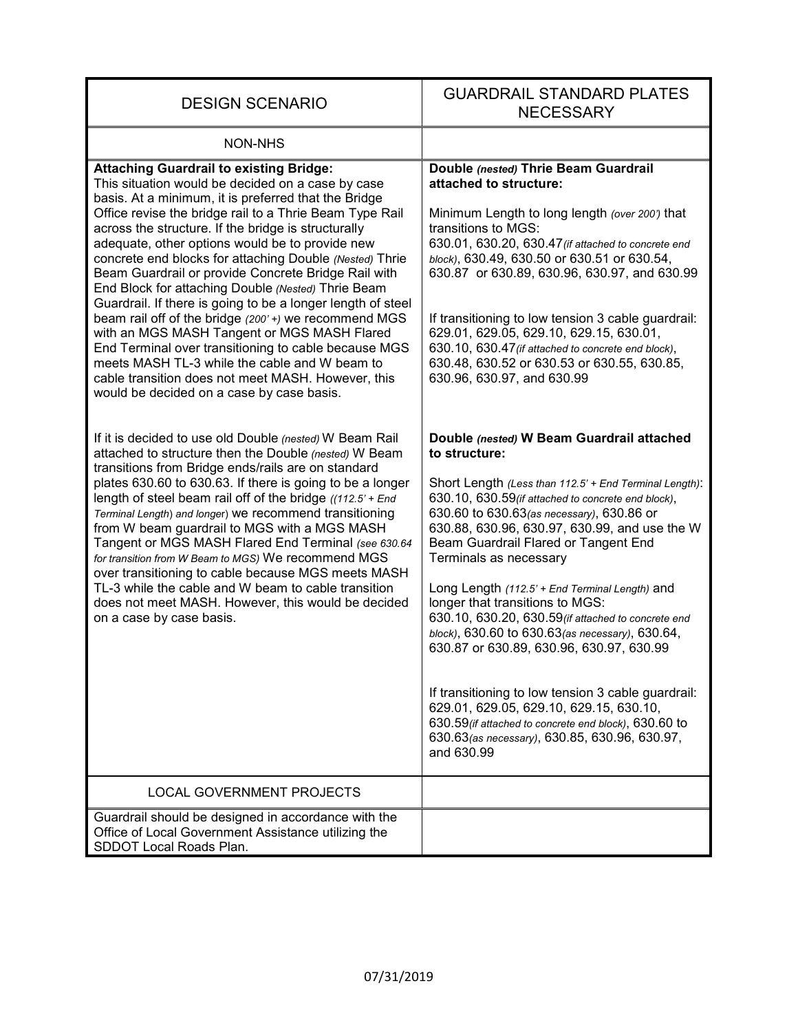| DESIGN SCENARIO | GUARDRAIL STANDARD PLATES NECESSARY |
|---|---|
| NON-NHS | |
| **Attaching Guardrail to existing Bridge:**<br>This situation would be decided on a case by case basis. At a minimum, it is preferred that the Bridge Office revise the bridge rail to a Thrie Beam Type Rail across the structure. If the bridge is structurally adequate, other options would be to provide new concrete end blocks for attaching Double *(Nested)* Thrie Beam Guardrail or provide Concrete Bridge Rail with End Block for attaching Double *(Nested)* Thrie Beam Guardrail. If there is going to be a longer length of steel beam rail off of the bridge *(200' +)* we recommend MGS with an MGS MASH Tangent or MGS MASH Flared End Terminal over transitioning to cable because MGS meets MASH TL-3 while the cable and W beam to cable transition does not meet MASH. However, this would be decided on a case by case basis. | **Double *(nested)* Thrie Beam Guardrail attached to structure:**<br><br>Minimum Length to long length *(over 200')* that transitions to MGS:<br>630.01, 630.20, 630.47*(if attached to concrete end block)*, 630.49, 630.50 or 630.51 or 630.54, 630.87 or 630.89, 630.96, 630.97, and 630.99<br><br>If transitioning to low tension 3 cable guardrail:<br>629.01, 629.05, 629.10, 629.15, 630.01, 630.10, 630.47*(if attached to concrete end block)*, 630.48, 630.52 or 630.53 or 630.55, 630.85, 630.96, 630.97, and 630.99 |
| If it is decided to use old Double *(nested)* W Beam Rail attached to structure then the Double *(nested)* W Beam transitions from Bridge ends/rails are on standard plates 630.60 to 630.63. If there is going to be a longer length of steel beam rail off of the bridge *((112.5' + End Terminal Length) and longer)* we recommend transitioning from W beam guardrail to MGS with a MGS MASH Tangent or MGS MASH Flared End Terminal *(see 630.64 for transition from W Beam to MGS)* We recommend MGS over transitioning to cable because MGS meets MASH TL-3 while the cable and W beam to cable transition does not meet MASH. However, this would be decided on a case by case basis. | **Double *(nested)* W Beam Guardrail attached to structure:**<br><br>Short Length *(Less than 112.5' + End Terminal Length)*:<br>630.10, 630.59*(if attached to concrete end block)*, 630.60 to 630.63*(as necessary)*, 630.86 or 630.88, 630.96, 630.97, 630.99, and use the W Beam Guardrail Flared or Tangent End Terminals as necessary<br><br>Long Length *(112.5' + End Terminal Length)* and longer that transitions to MGS:<br>630.10, 630.20, 630.59*(if attached to concrete end block)*, 630.60 to 630.63*(as necessary)*, 630.64, 630.87 or 630.89, 630.96, 630.97, 630.99<br><br>If transitioning to low tension 3 cable guardrail:<br>629.01, 629.05, 629.10, 629.15, 630.10, 630.59*(if attached to concrete end block)*, 630.60 to 630.63*(as necessary)*, 630.85, 630.96, 630.97, and 630.99 |
| LOCAL GOVERNMENT PROJECTS | |
| Guardrail should be designed in accordance with the Office of Local Government Assistance utilizing the SDDOT Local Roads Plan. | |

07/31/2019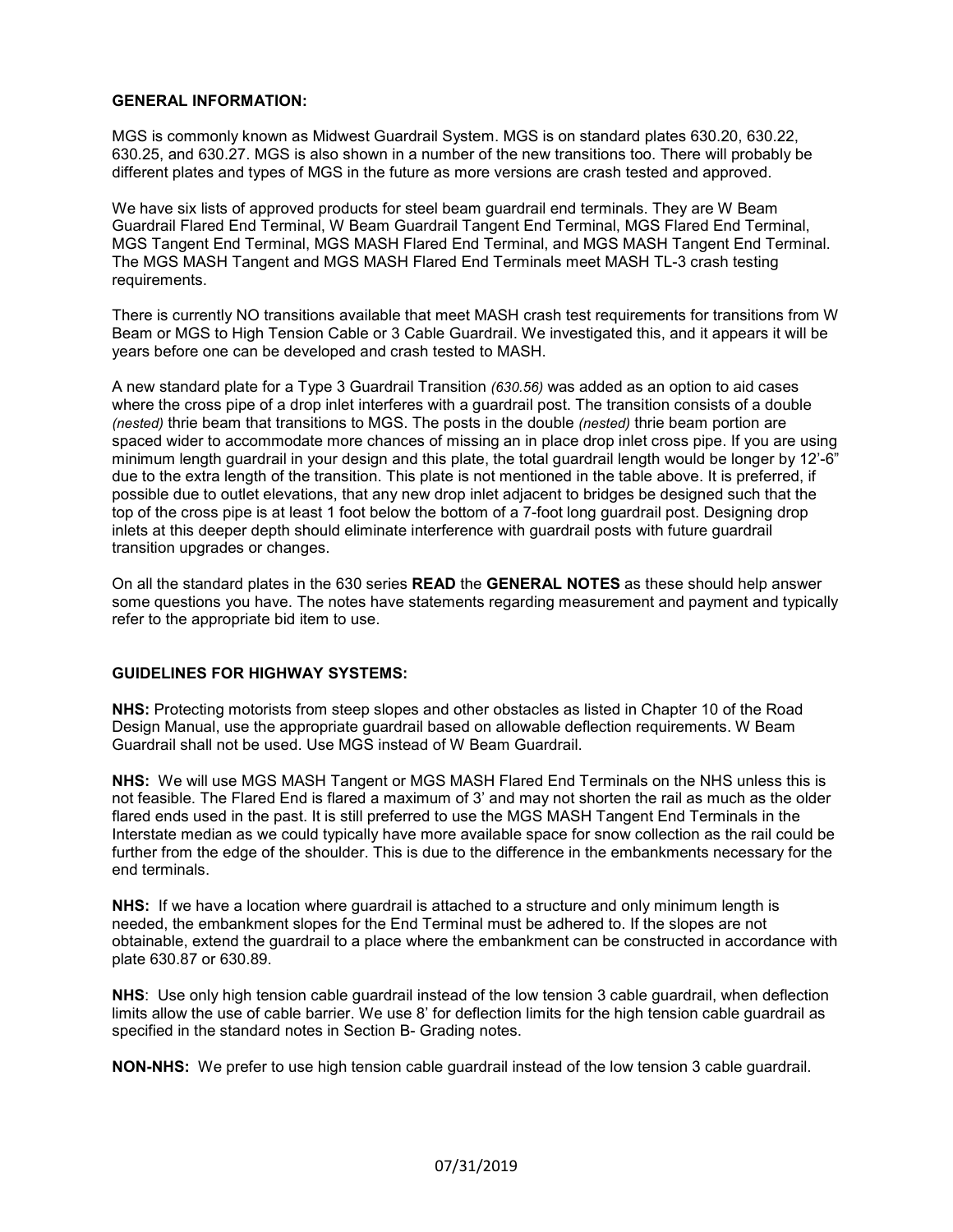**GENERAL INFORMATION:**

MGS is commonly known as Midwest Guardrail System. MGS is on standard plates 630.20, 630.22, 630.25, and 630.27. MGS is also shown in a number of the new transitions too. There will probably be different plates and types of MGS in the future as more versions are crash tested and approved.

We have six lists of approved products for steel beam guardrail end terminals. They are W Beam Guardrail Flared End Terminal, W Beam Guardrail Tangent End Terminal, MGS Flared End Terminal, MGS Tangent End Terminal, MGS MASH Flared End Terminal, and MGS MASH Tangent End Terminal. The MGS MASH Tangent and MGS MASH Flared End Terminals meet MASH TL-3 crash testing requirements.

There is currently NO transitions available that meet MASH crash test requirements for transitions from W Beam or MGS to High Tension Cable or 3 Cable Guardrail. We investigated this, and it appears it will be years before one can be developed and crash tested to MASH.

A new standard plate for a Type 3 Guardrail Transition *(630.56)* was added as an option to aid cases where the cross pipe of a drop inlet interferes with a guardrail post. The transition consists of a double *(nested)* thrie beam that transitions to MGS. The posts in the double *(nested)* thrie beam portion are spaced wider to accommodate more chances of missing an in place drop inlet cross pipe. If you are using minimum length guardrail in your design and this plate, the total guardrail length would be longer by 12'-6" due to the extra length of the transition. This plate is not mentioned in the table above. It is preferred, if possible due to outlet elevations, that any new drop inlet adjacent to bridges be designed such that the top of the cross pipe is at least 1 foot below the bottom of a 7-foot long guardrail post. Designing drop inlets at this deeper depth should eliminate interference with guardrail posts with future guardrail transition upgrades or changes.

On all the standard plates in the 630 series **READ** the **GENERAL NOTES** as these should help answer some questions you have. The notes have statements regarding measurement and payment and typically refer to the appropriate bid item to use.

**GUIDELINES FOR HIGHWAY SYSTEMS:**

**NHS:** Protecting motorists from steep slopes and other obstacles as listed in Chapter 10 of the Road Design Manual, use the appropriate guardrail based on allowable deflection requirements. W Beam Guardrail shall not be used. Use MGS instead of W Beam Guardrail.

**NHS:** We will use MGS MASH Tangent or MGS MASH Flared End Terminals on the NHS unless this is not feasible. The Flared End is flared a maximum of 3' and may not shorten the rail as much as the older flared ends used in the past. It is still preferred to use the MGS MASH Tangent End Terminals in the Interstate median as we could typically have more available space for snow collection as the rail could be further from the edge of the shoulder. This is due to the difference in the embankments necessary for the end terminals.

**NHS:** If we have a location where guardrail is attached to a structure and only minimum length is needed, the embankment slopes for the End Terminal must be adhered to. If the slopes are not obtainable, extend the guardrail to a place where the embankment can be constructed in accordance with plate 630.87 or 630.89.

**NHS**: Use only high tension cable guardrail instead of the low tension 3 cable guardrail, when deflection limits allow the use of cable barrier. We use 8' for deflection limits for the high tension cable guardrail as specified in the standard notes in Section B- Grading notes.

**NON-NHS:** We prefer to use high tension cable guardrail instead of the low tension 3 cable guardrail.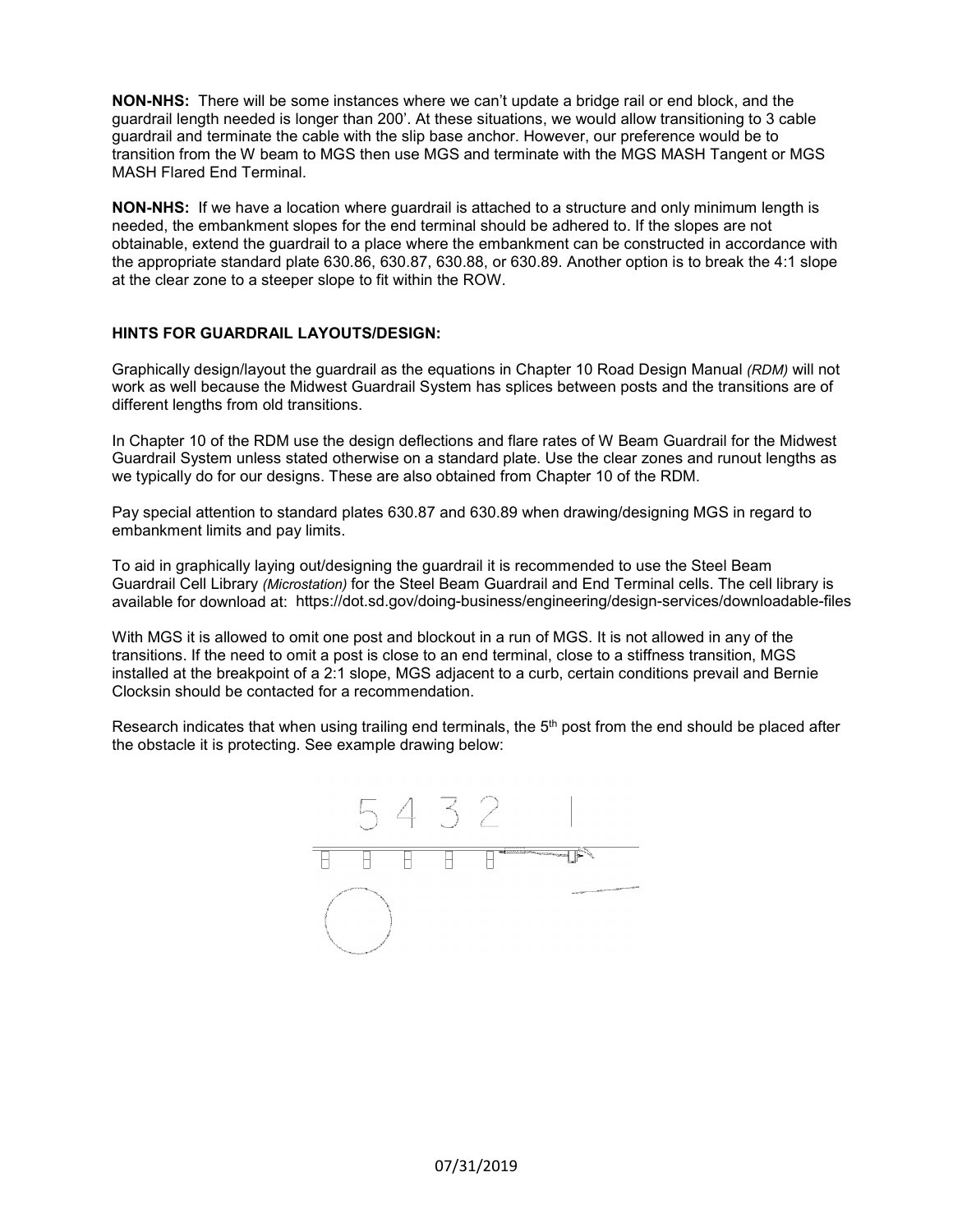**NON-NHS:** There will be some instances where we can't update a bridge rail or end block, and the guardrail length needed is longer than 200'. At these situations, we would allow transitioning to 3 cable guardrail and terminate the cable with the slip base anchor. However, our preference would be to transition from the W beam to MGS then use MGS and terminate with the MGS MASH Tangent or MGS MASH Flared End Terminal.

**NON-NHS:** If we have a location where guardrail is attached to a structure and only minimum length is needed, the embankment slopes for the end terminal should be adhered to. If the slopes are not obtainable, extend the guardrail to a place where the embankment can be constructed in accordance with the appropriate standard plate 630.86, 630.87, 630.88, or 630.89. Another option is to break the 4:1 slope at the clear zone to a steeper slope to fit within the ROW.

### HINTS FOR GUARDRAIL LAYOUTS/DESIGN:

Graphically design/layout the guardrail as the equations in Chapter 10 Road Design Manual *(RDM)* will not work as well because the Midwest Guardrail System has splices between posts and the transitions are of different lengths from old transitions.

In Chapter 10 of the RDM use the design deflections and flare rates of W Beam Guardrail for the Midwest Guardrail System unless stated otherwise on a standard plate. Use the clear zones and runout lengths as we typically do for our designs. These are also obtained from Chapter 10 of the RDM.

Pay special attention to standard plates 630.87 and 630.89 when drawing/designing MGS in regard to embankment limits and pay limits.

To aid in graphically laying out/designing the guardrail it is recommended to use the Steel Beam Guardrail Cell Library *(Microstation)* for the Steel Beam Guardrail and End Terminal cells. The cell library is available for download at: https://dot.sd.gov/doing-business/engineering/design-services/downloadable-files

With MGS it is allowed to omit one post and blockout in a run of MGS. It is not allowed in any of the transitions. If the need to omit a post is close to an end terminal, close to a stiffness transition, MGS installed at the breakpoint of a 2:1 slope, MGS adjacent to a curb, certain conditions prevail and Bernie Clocksin should be contacted for a recommendation.

Research indicates that when using trailing end terminals, the 5th post from the end should be placed after the obstacle it is protecting. See example drawing below:

5 4 3 2 1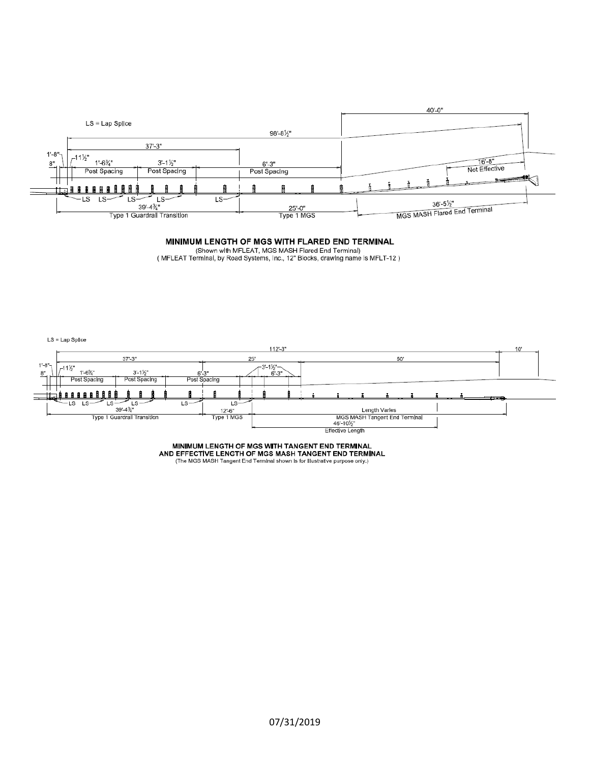LS = Lap Splice

40'-0"

98'-8½"

37'-3"

1'-8"

8"

11½"

1'-6¾" Post Spacing

3'-1½" Post Spacing

6'-3" Post Spacing

16'-8" Not Effective

LS LS LS LS LS

39'-4¾" Type 1 Guardrail Transition

25'-0" Type 1 MGS

36'-5½" MGS MASH Flared End Terminal

**MINIMUM LENGTH OF MGS WITH FLARED END TERMINAL**

(Shown with MFLEAT, MGS MASH Flared End Terminal)
( MFLEAT Terminal, by Road Systems, Inc., 12" Blocks, drawing name is MFLT-12 )

LS = Lap Splice

112'-3"

10'

37'-3"

25'

50'

1'-8"

8"

11½"

1'-6¾" Post Spacing

3'-1½" Post Spacing

6'-3" Post Spacing

3'-1½"

6'-3"

LS LS LS LS LS LS

39'-4¾" Type 1 Guardrail Transition

12'-6" Type 1 MGS

Length Varies MGS MASH Tangent End Terminal

46'-10½" Effective Length

**MINIMUM LENGTH OF MGS WITH TANGENT END TERMINAL AND EFFECTIVE LENGTH OF MGS MASH TANGENT END TERMINAL**

(The MGS MASH Tangent End Terminal shown is for illustrative purpose only.)

07/31/2019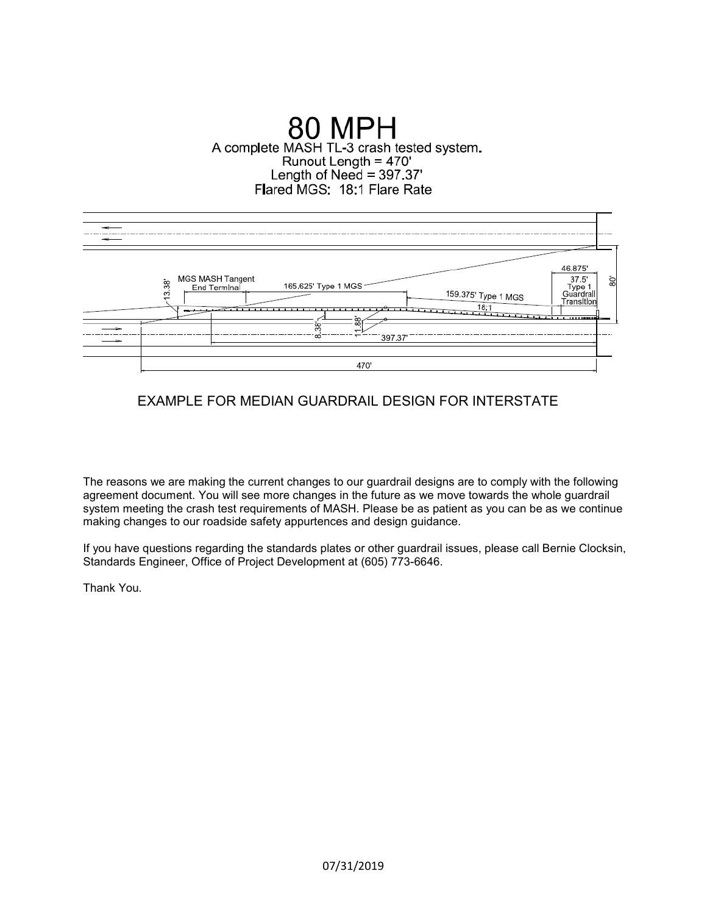# 80 MPH

A complete MASH TL-3 crash tested system.
Runout Length = 470'
Length of Need = 397.37'
Flared MGS: 18:1 Flare Rate

MGS MASH Tangent End Terminal

165.625' Type 1 MGS

159.375' Type 1 MGS

18:1

46.875'

37.5' Type 1 Guardrail Transition

80'

13.38'

8.38'

11.88'

397.37'

470'

EXAMPLE FOR MEDIAN GUARDRAIL DESIGN FOR INTERSTATE

The reasons we are making the current changes to our guardrail designs are to comply with the following agreement document. You will see more changes in the future as we move towards the whole guardrail system meeting the crash test requirements of MASH. Please be as patient as you can be as we continue making changes to our roadside safety appurtences and design guidance.

If you have questions regarding the standards plates or other guardrail issues, please call Bernie Clocksin, Standards Engineer, Office of Project Development at (605) 773-6646.

Thank You.

07/31/2019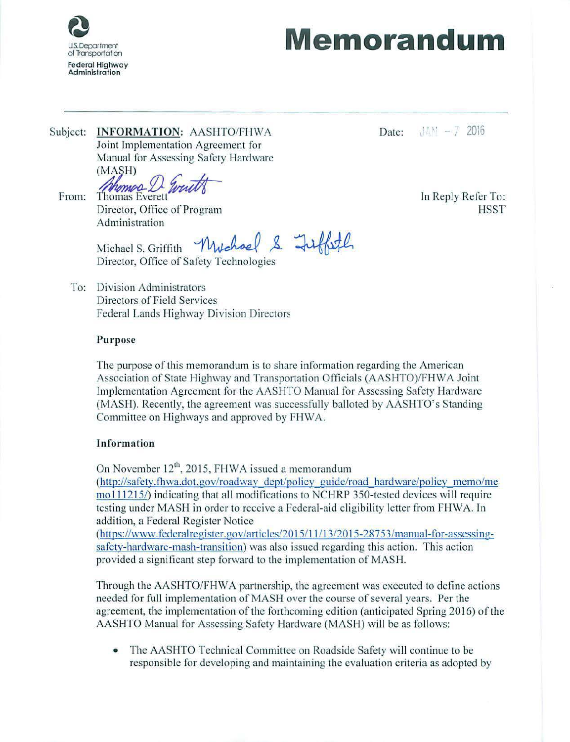U.S. Department of Transportation
Federal Highway Administration

# Memorandum

Subject: **INFORMATION**: AASHTO/FHWA Joint Implementation Agreement for Manual for Assessing Safety Hardware (MASH)

Date: JAN - 7 2016

From: Thomas Everett
Director, Office of Program Administration

Michael S. Griffith
Director, Office of Safety Technologies

In Reply Refer To: HSST

To: Division Administrators
Directors of Field Services
Federal Lands Highway Division Directors

### Purpose

The purpose of this memorandum is to share information regarding the American Association of State Highway and Transportation Officials (AASHTO)/FHWA Joint Implementation Agreement for the AASHTO Manual for Assessing Safety Hardware (MASH). Recently, the agreement was successfully balloted by AASHTO's Standing Committee on Highways and approved by FHWA.

### Information

On November 12th, 2015, FHWA issued a memorandum (http://safety.fhwa.dot.gov/roadway_dept/policy_guide/road_hardware/policy_memo/memo111215/) indicating that all modifications to NCHRP 350-tested devices will require testing under MASH in order to receive a Federal-aid eligibility letter from FHWA. In addition, a Federal Register Notice (https://www.federalregister.gov/articles/2015/11/13/2015-28753/manual-for-assessing-safety-hardware-mash-transition) was also issued regarding this action. This action provided a significant step forward to the implementation of MASH.

Through the AASHTO/FHWA partnership, the agreement was executed to define actions needed for full implementation of MASH over the course of several years. Per the agreement, the implementation of the forthcoming edition (anticipated Spring 2016) of the AASHTO Manual for Assessing Safety Hardware (MASH) will be as follows:

- The AASHTO Technical Committee on Roadside Safety will continue to be responsible for developing and maintaining the evaluation criteria as adopted by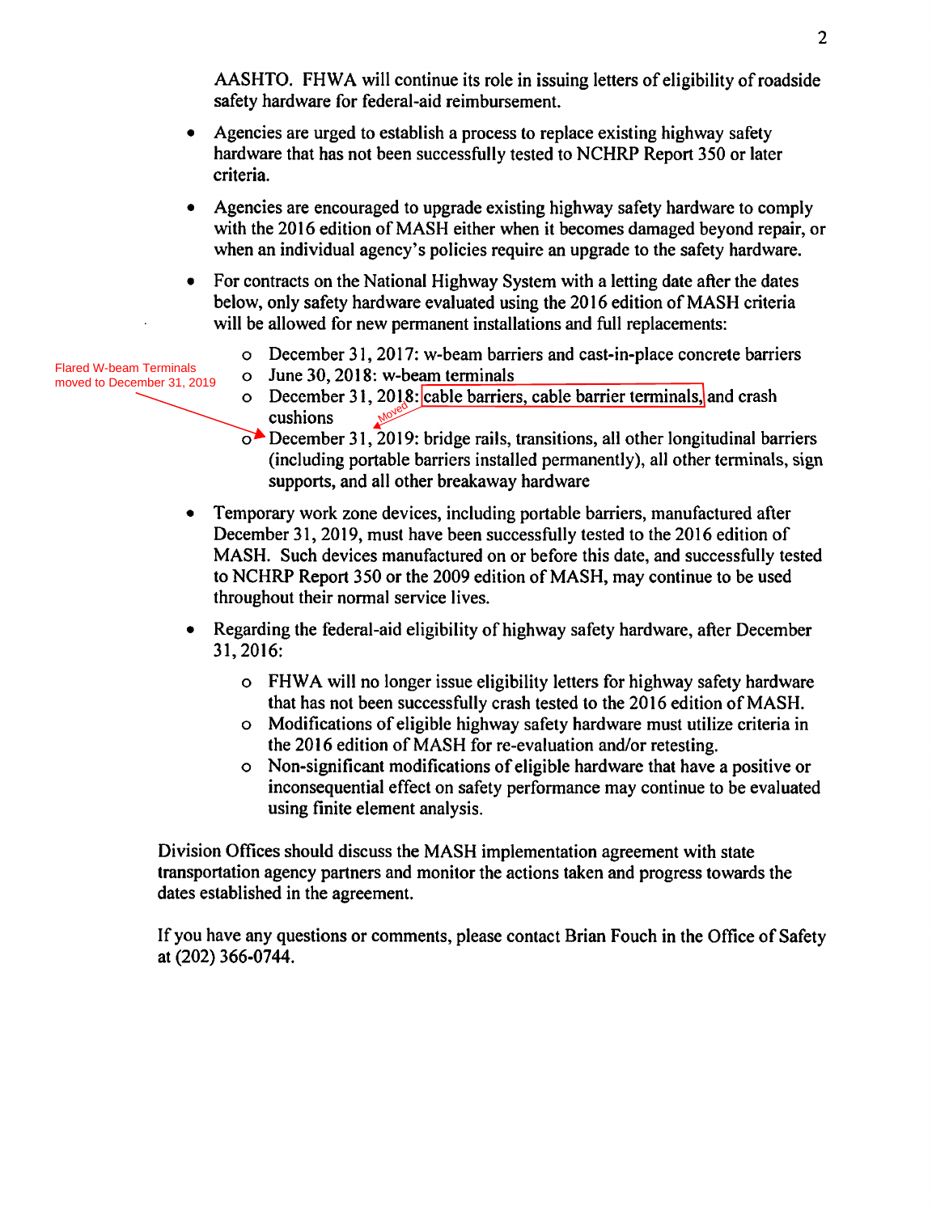AASHTO. FHWA will continue its role in issuing letters of eligibility of roadside safety hardware for federal-aid reimbursement.

- Agencies are urged to establish a process to replace existing highway safety hardware that has not been successfully tested to NCHRP Report 350 or later criteria.
- Agencies are encouraged to upgrade existing highway safety hardware to comply with the 2016 edition of MASH either when it becomes damaged beyond repair, or when an individual agency's policies require an upgrade to the safety hardware.
- For contracts on the National Highway System with a letting date after the dates below, only safety hardware evaluated using the 2016 edition of MASH criteria will be allowed for new permanent installations and full replacements:
  - December 31, 2017: w-beam barriers and cast-in-place concrete barriers
  - June 30, 2018: w-beam terminals
  - December 31, 2018: cable barriers, cable barrier terminals, and crash cushions
  - December 31, 2019: bridge rails, transitions, all other longitudinal barriers (including portable barriers installed permanently), all other terminals, sign supports, and all other breakaway hardware

Flared W-beam Terminals moved to December 31, 2019

Moved

- Temporary work zone devices, including portable barriers, manufactured after December 31, 2019, must have been successfully tested to the 2016 edition of MASH. Such devices manufactured on or before this date, and successfully tested to NCHRP Report 350 or the 2009 edition of MASH, may continue to be used throughout their normal service lives.
- Regarding the federal-aid eligibility of highway safety hardware, after December 31, 2016:
  - FHWA will no longer issue eligibility letters for highway safety hardware that has not been successfully crash tested to the 2016 edition of MASH.
  - Modifications of eligible highway safety hardware must utilize criteria in the 2016 edition of MASH for re-evaluation and/or retesting.
  - Non-significant modifications of eligible hardware that have a positive or inconsequential effect on safety performance may continue to be evaluated using finite element analysis.

Division Offices should discuss the MASH implementation agreement with state transportation agency partners and monitor the actions taken and progress towards the dates established in the agreement.

If you have any questions or comments, please contact Brian Fouch in the Office of Safety at (202) 366-0744.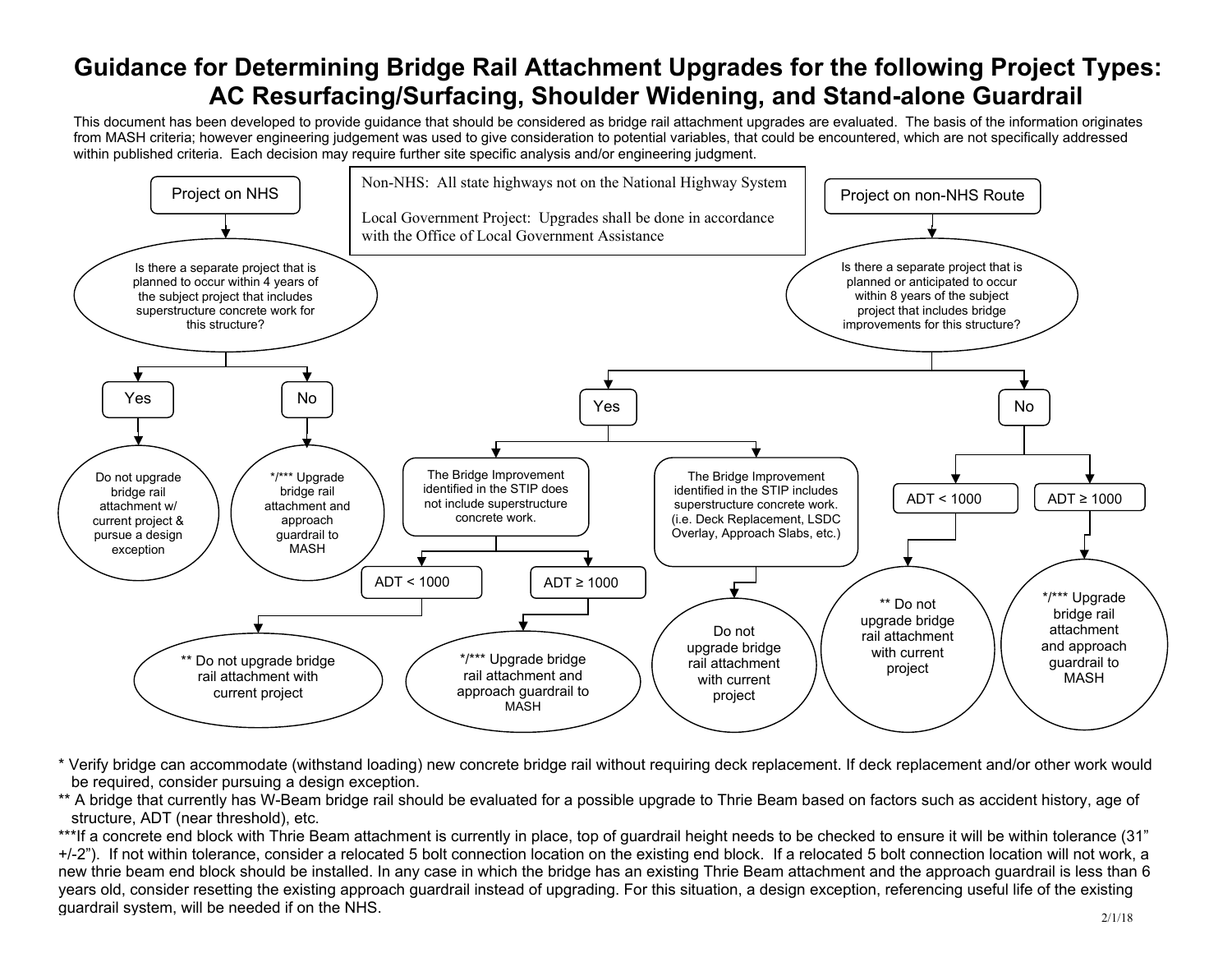# Guidance for Determining Bridge Rail Attachment Upgrades for the following Project Types: AC Resurfacing/Surfacing, Shoulder Widening, and Stand-alone Guardrail

This document has been developed to provide guidance that should be considered as bridge rail attachment upgrades are evaluated. The basis of the information originates from MASH criteria; however engineering judgement was used to give consideration to potential variables, that could be encountered, which are not specifically addressed within published criteria. Each decision may require further site specific analysis and/or engineering judgment.

Non-NHS: All state highways not on the National Highway System

Local Government Project: Upgrades shall be done in accordance with the Office of Local Government Assistance

**Project on NHS**

Is there a separate project that is planned to occur within 4 years of the subject project that includes superstructure concrete work for this structure?

- **Yes** → Do not upgrade bridge rail attachment w/ current project & pursue a design exception
- **No** → */*** Upgrade bridge rail attachment and approach guardrail to MASH

**Project on non-NHS Route**

Is there a separate project that is planned or anticipated to occur within 8 years of the subject project that includes bridge improvements for this structure?

- **Yes**
  - The Bridge Improvement identified in the STIP does not include superstructure concrete work.
    - **ADT < 1000** → ** Do not upgrade bridge rail attachment with current project
    - **ADT ≥ 1000** → */*** Upgrade bridge rail attachment and approach guardrail to MASH
  - The Bridge Improvement identified in the STIP includes superstructure concrete work. (i.e. Deck Replacement, LSDC Overlay, Approach Slabs, etc.) → Do not upgrade bridge rail attachment with current project
- **No**
  - **ADT < 1000** → ** Do not upgrade bridge rail attachment with current project
  - **ADT ≥ 1000** → */*** Upgrade bridge rail attachment and approach guardrail to MASH

* Verify bridge can accommodate (withstand loading) new concrete bridge rail without requiring deck replacement. If deck replacement and/or other work would be required, consider pursuing a design exception.

** A bridge that currently has W-Beam bridge rail should be evaluated for a possible upgrade to Thrie Beam based on factors such as accident history, age of structure, ADT (near threshold), etc.

***If a concrete end block with Thrie Beam attachment is currently in place, top of guardrail height needs to be checked to ensure it will be within tolerance (31" +/-2"). If not within tolerance, consider a relocated 5 bolt connection location on the existing end block. If a relocated 5 bolt connection location will not work, a new thrie beam end block should be installed. In any case in which the bridge has an existing Thrie Beam attachment and the approach guardrail is less than 6 years old, consider resetting the existing approach guardrail instead of upgrading. For this situation, a design exception, referencing useful life of the existing guardrail system, will be needed if on the NHS.

2/1/18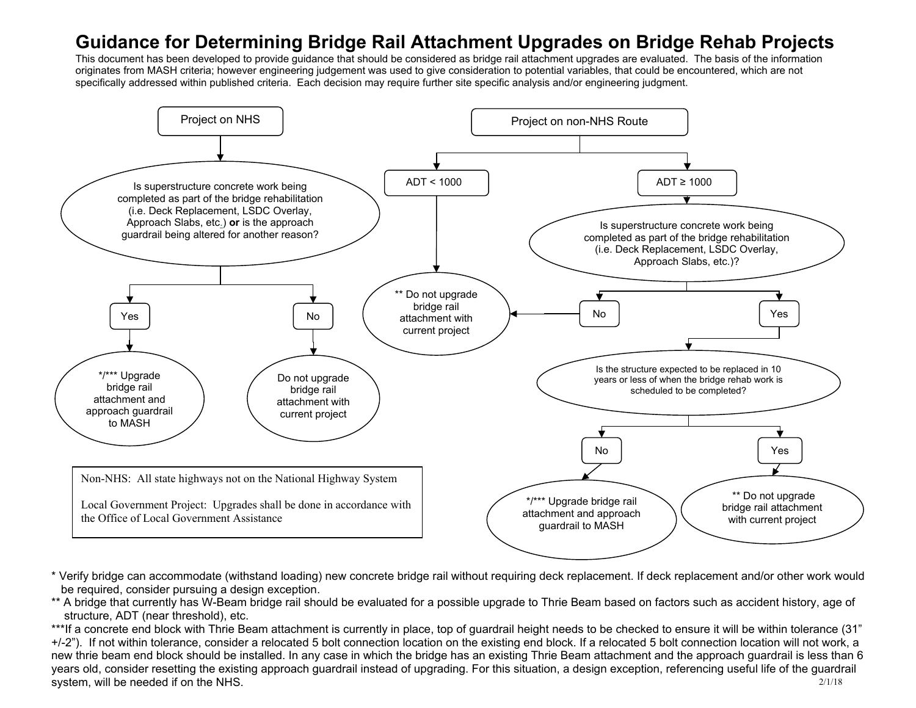# Guidance for Determining Bridge Rail Attachment Upgrades on Bridge Rehab Projects

This document has been developed to provide guidance that should be considered as bridge rail attachment upgrades are evaluated. The basis of the information originates from MASH criteria; however engineering judgement was used to give consideration to potential variables, that could be encountered, which are not specifically addressed within published criteria. Each decision may require further site specific analysis and/or engineering judgment.

Project on NHS

Is superstructure concrete work being completed as part of the bridge rehabilitation (i.e. Deck Replacement, LSDC Overlay, Approach Slabs, etc.) **or** is the approach guardrail being altered for another reason?

Yes

*/*** Upgrade bridge rail attachment and approach guardrail to MASH

No

Do not upgrade bridge rail attachment with current project

Project on non-NHS Route

ADT < 1000

** Do not upgrade bridge rail attachment with current project

ADT ≥ 1000

Is superstructure concrete work being completed as part of the bridge rehabilitation (i.e. Deck Replacement, LSDC Overlay, Approach Slabs, etc.)?

No

Yes

Is the structure expected to be replaced in 10 years or less of when the bridge rehab work is scheduled to be completed?

No

*/*** Upgrade bridge rail attachment and approach guardrail to MASH

Yes

** Do not upgrade bridge rail attachment with current project

Non-NHS: All state highways not on the National Highway System

Local Government Project: Upgrades shall be done in accordance with the Office of Local Government Assistance

\* Verify bridge can accommodate (withstand loading) new concrete bridge rail without requiring deck replacement. If deck replacement and/or other work would be required, consider pursuing a design exception.

\** A bridge that currently has W-Beam bridge rail should be evaluated for a possible upgrade to Thrie Beam based on factors such as accident history, age of structure, ADT (near threshold), etc.

\***If a concrete end block with Thrie Beam attachment is currently in place, top of guardrail height needs to be checked to ensure it will be within tolerance (31" +/-2"). If not within tolerance, consider a relocated 5 bolt connection location on the existing end block. If a relocated 5 bolt connection location will not work, a new thrie beam end block should be installed. In any case in which the bridge has an existing Thrie Beam attachment and the approach guardrail is less than 6 years old, consider resetting the existing approach guardrail instead of upgrading. For this situation, a design exception, referencing useful life of the guardrail system, will be needed if on the NHS.

2/1/18